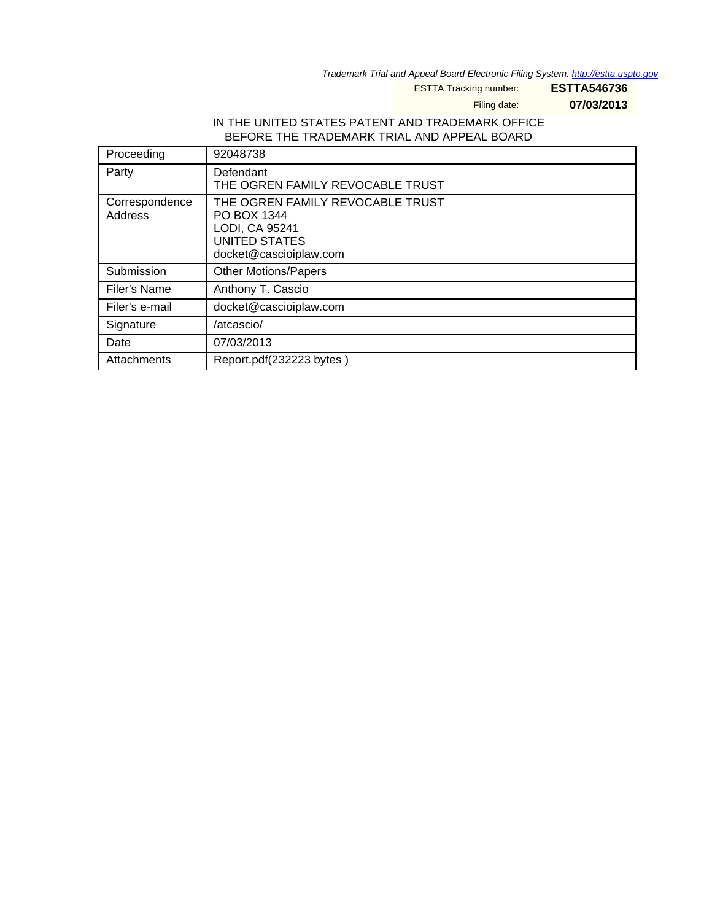Trademark Trial and Appeal Board Electronic Filing System. http://estta.uspto.gov

ESTTA Tracking number: **ESTTA546736**

Filing date: **07/03/2013**

IN THE UNITED STATES PATENT AND TRADEMARK OFFICE
BEFORE THE TRADEMARK TRIAL AND APPEAL BOARD

| Proceeding | 92048738 |
|---|---|
| Party | Defendant<br>THE OGREN FAMILY REVOCABLE TRUST |
| Correspondence Address | THE OGREN FAMILY REVOCABLE TRUST<br>PO BOX 1344<br>LODI, CA 95241<br>UNITED STATES<br>docket@cascioiplaw.com |
| Submission | Other Motions/Papers |
| Filer's Name | Anthony T. Cascio |
| Filer's e-mail | docket@cascioiplaw.com |
| Signature | /atcascio/ |
| Date | 07/03/2013 |
| Attachments | Report.pdf(232223 bytes ) |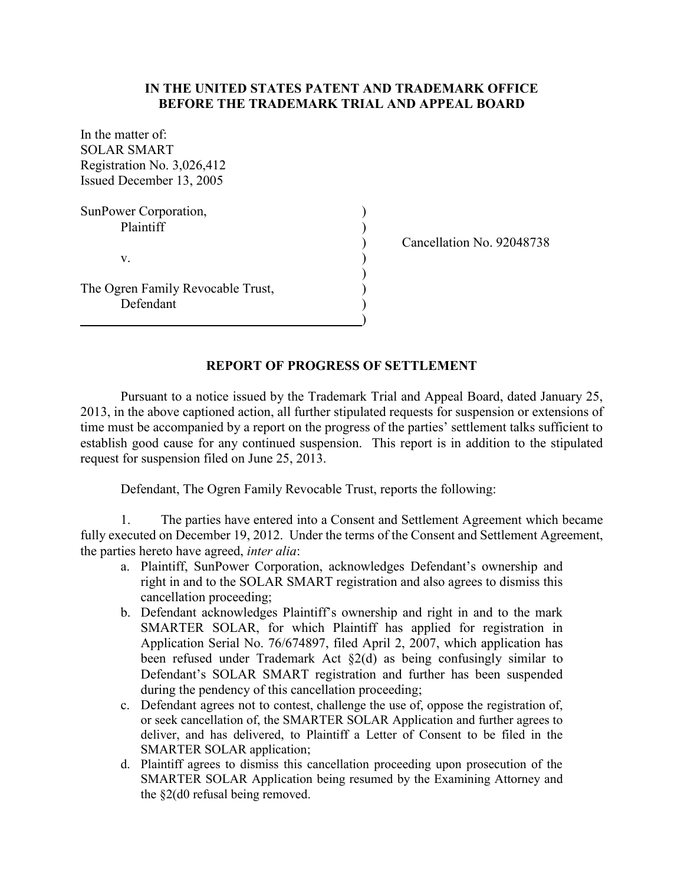**IN THE UNITED STATES PATENT AND TRADEMARK OFFICE**
**BEFORE THE TRADEMARK TRIAL AND APPEAL BOARD**

In the matter of:
SOLAR SMART
Registration No. 3,026,412
Issued December 13, 2005

| | | |
|---|---|---|
| SunPower Corporation, Plaintiff | ) | |
| | ) | Cancellation No. 92048738 |
| v. | ) | |
| | ) | |
| The Ogren Family Revocable Trust, Defendant | ) | |

## REPORT OF PROGRESS OF SETTLEMENT

Pursuant to a notice issued by the Trademark Trial and Appeal Board, dated January 25, 2013, in the above captioned action, all further stipulated requests for suspension or extensions of time must be accompanied by a report on the progress of the parties' settlement talks sufficient to establish good cause for any continued suspension. This report is in addition to the stipulated request for suspension filed on June 25, 2013.

Defendant, The Ogren Family Revocable Trust, reports the following:

1. The parties have entered into a Consent and Settlement Agreement which became fully executed on December 19, 2012. Under the terms of the Consent and Settlement Agreement, the parties hereto have agreed, *inter alia*:
   a. Plaintiff, SunPower Corporation, acknowledges Defendant's ownership and right in and to the SOLAR SMART registration and also agrees to dismiss this cancellation proceeding;
   b. Defendant acknowledges Plaintiff's ownership and right in and to the mark SMARTER SOLAR, for which Plaintiff has applied for registration in Application Serial No. 76/674897, filed April 2, 2007, which application has been refused under Trademark Act §2(d) as being confusingly similar to Defendant's SOLAR SMART registration and further has been suspended during the pendency of this cancellation proceeding;
   c. Defendant agrees not to contest, challenge the use of, oppose the registration of, or seek cancellation of, the SMARTER SOLAR Application and further agrees to deliver, and has delivered, to Plaintiff a Letter of Consent to be filed in the SMARTER SOLAR application;
   d. Plaintiff agrees to dismiss this cancellation proceeding upon prosecution of the SMARTER SOLAR Application being resumed by the Examining Attorney and the §2(d0 refusal being removed.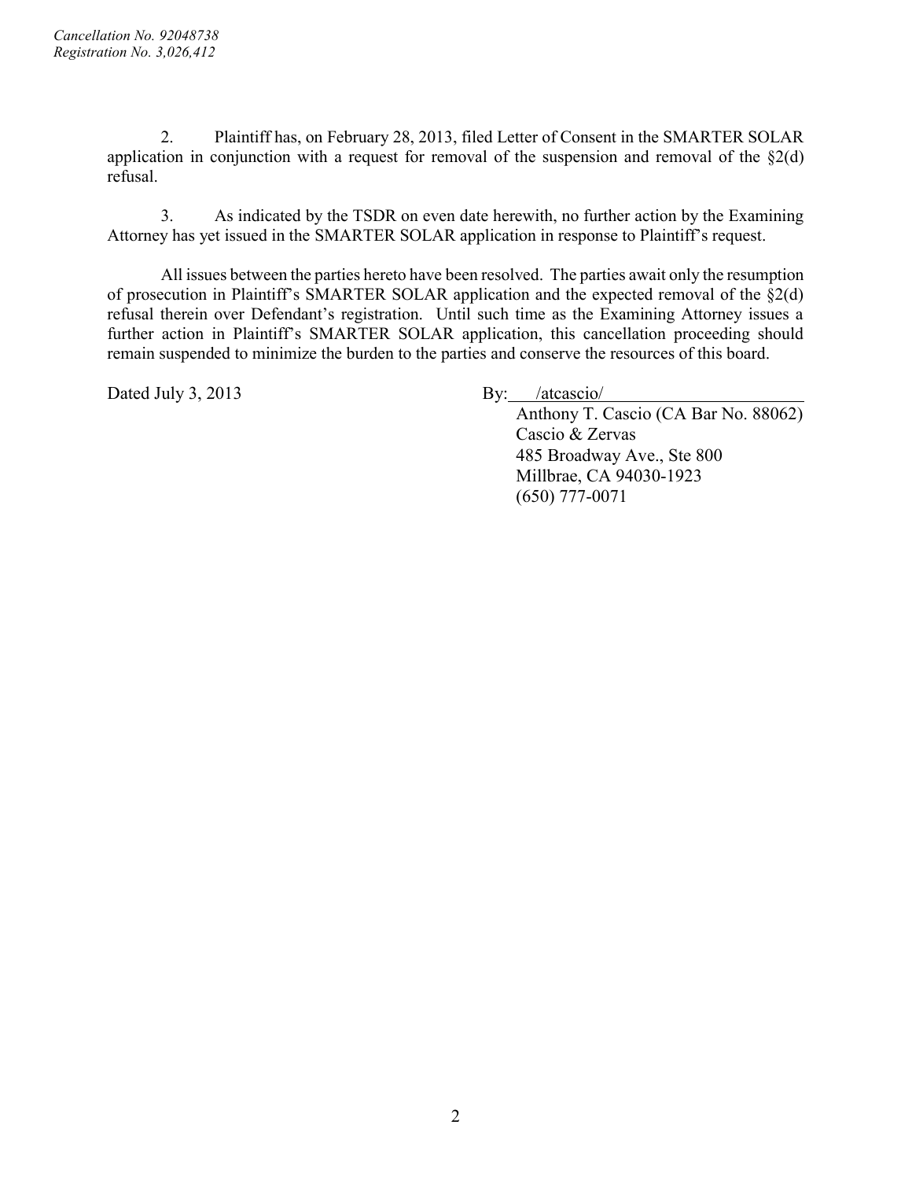2. Plaintiff has, on February 28, 2013, filed Letter of Consent in the SMARTER SOLAR application in conjunction with a request for removal of the suspension and removal of the §2(d) refusal.

3. As indicated by the TSDR on even date herewith, no further action by the Examining Attorney has yet issued in the SMARTER SOLAR application in response to Plaintiff's request.

All issues between the parties hereto have been resolved. The parties await only the resumption of prosecution in Plaintiff's SMARTER SOLAR application and the expected removal of the §2(d) refusal therein over Defendant's registration. Until such time as the Examining Attorney issues a further action in Plaintiff's SMARTER SOLAR application, this cancellation proceeding should remain suspended to minimize the burden to the parties and conserve the resources of this board.

Dated July 3, 2013

By: /atcascio/
Anthony T. Cascio (CA Bar No. 88062)
Cascio & Zervas
485 Broadway Ave., Ste 800
Millbrae, CA 94030-1923
(650) 777-0071